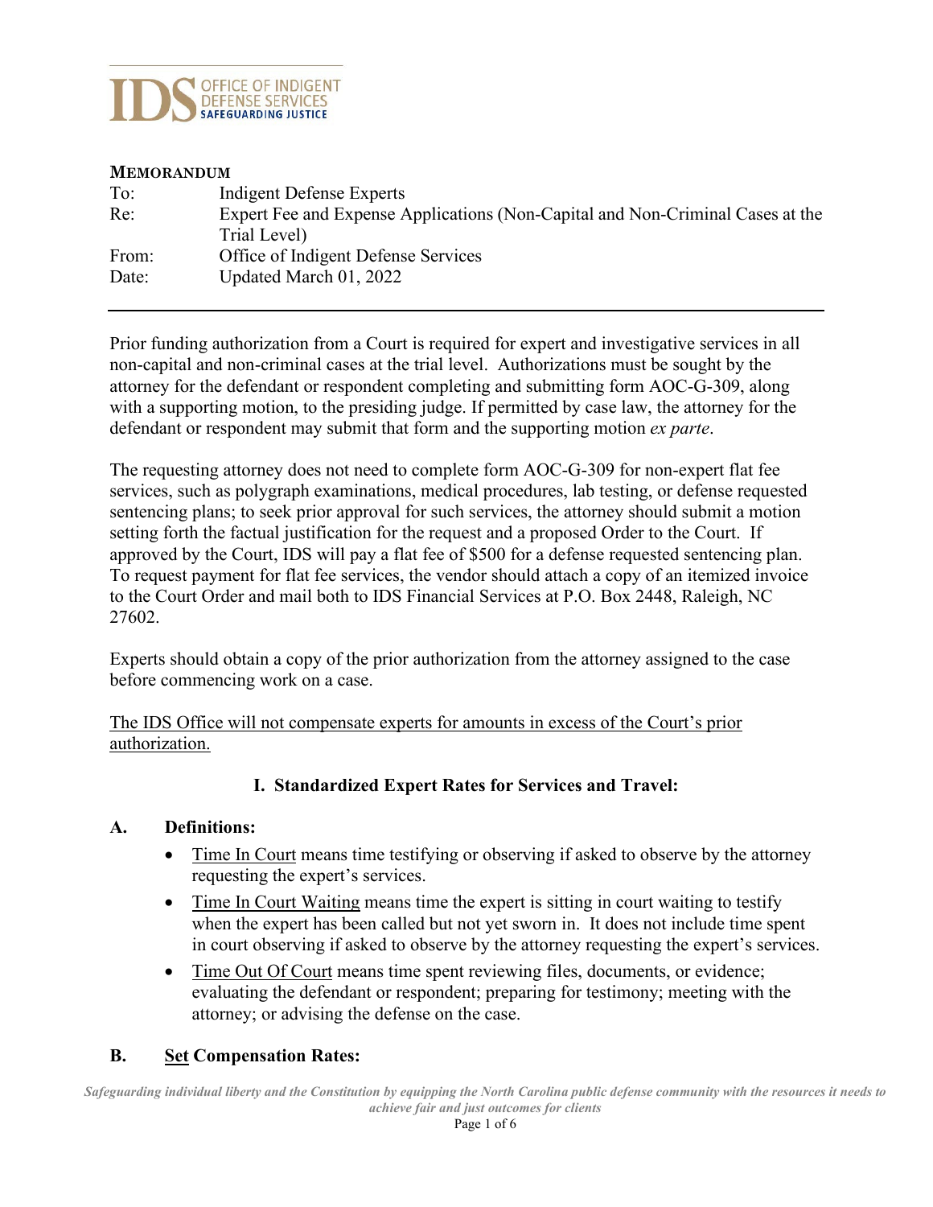IDS OFFICE OF INDIGENT DEFENSE SERVICES
SAFEGUARDING JUSTICE

**MEMORANDUM**

| | |
|---|---|
| To: | Indigent Defense Experts |
| Re: | Expert Fee and Expense Applications (Non-Capital and Non-Criminal Cases at the Trial Level) |
| From: | Office of Indigent Defense Services |
| Date: | Updated March 01, 2022 |

---

Prior funding authorization from a Court is required for expert and investigative services in all non-capital and non-criminal cases at the trial level. Authorizations must be sought by the attorney for the defendant or respondent completing and submitting form AOC-G-309, along with a supporting motion, to the presiding judge. If permitted by case law, the attorney for the defendant or respondent may submit that form and the supporting motion *ex parte*.

The requesting attorney does not need to complete form AOC-G-309 for non-expert flat fee services, such as polygraph examinations, medical procedures, lab testing, or defense requested sentencing plans; to seek prior approval for such services, the attorney should submit a motion setting forth the factual justification for the request and a proposed Order to the Court. If approved by the Court, IDS will pay a flat fee of $500 for a defense requested sentencing plan. To request payment for flat fee services, the vendor should attach a copy of an itemized invoice to the Court Order and mail both to IDS Financial Services at P.O. Box 2448, Raleigh, NC 27602.

Experts should obtain a copy of the prior authorization from the attorney assigned to the case before commencing work on a case.

<u>The IDS Office will not compensate experts for amounts in excess of the Court's prior authorization.</u>

## I. Standardized Expert Rates for Services and Travel:

### A. Definitions:

- <u>Time In Court</u> means time testifying or observing if asked to observe by the attorney requesting the expert's services.
- <u>Time In Court Waiting</u> means time the expert is sitting in court waiting to testify when the expert has been called but not yet sworn in. It does not include time spent in court observing if asked to observe by the attorney requesting the expert's services.
- <u>Time Out Of Court</u> means time spent reviewing files, documents, or evidence; evaluating the defendant or respondent; preparing for testimony; meeting with the attorney; or advising the defense on the case.

### B. <u>Set</u> Compensation Rates: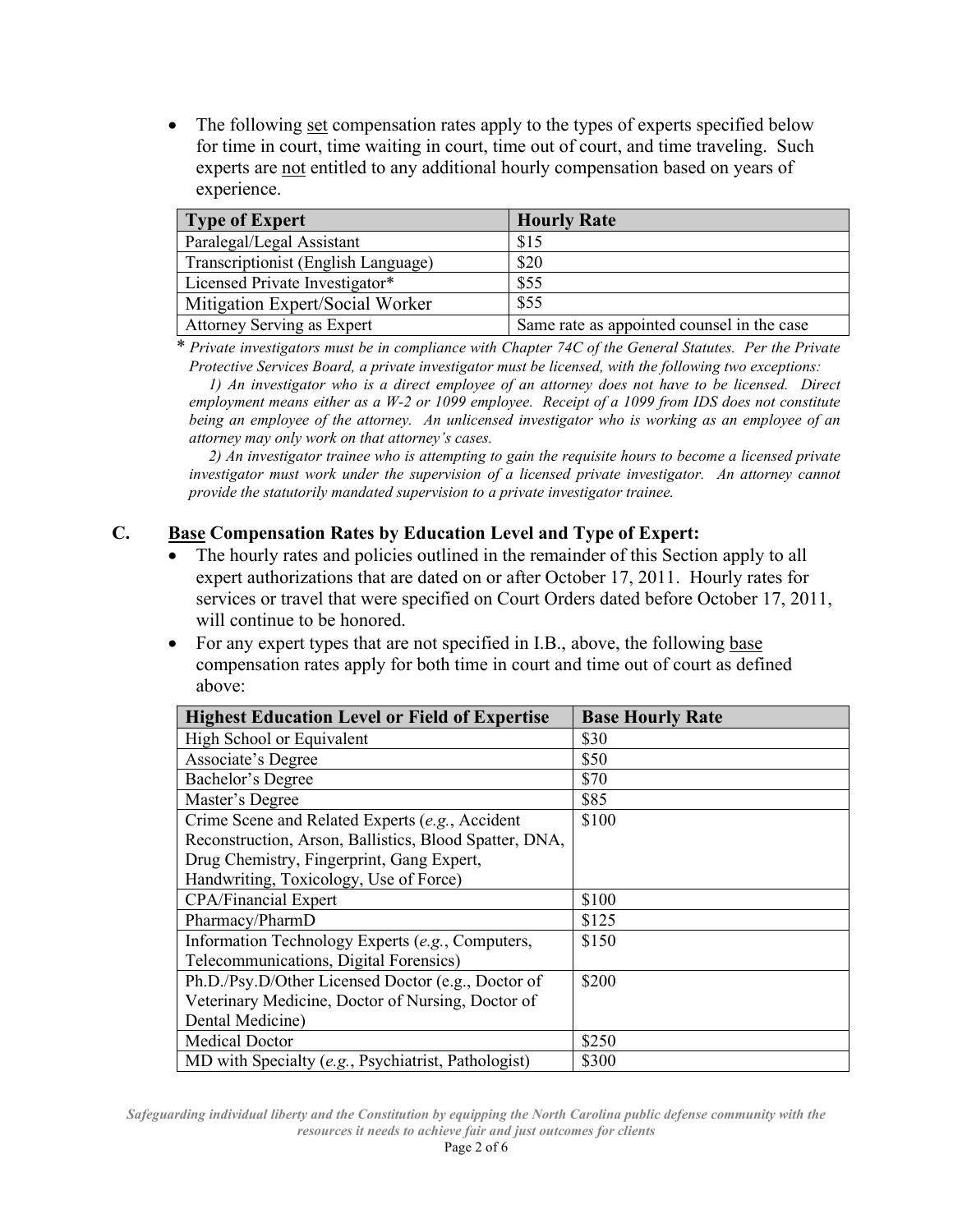- The following <u>set</u> compensation rates apply to the types of experts specified below for time in court, time waiting in court, time out of court, and time traveling. Such experts are <u>not</u> entitled to any additional hourly compensation based on years of experience.

| Type of Expert | Hourly Rate |
|---|---|
| Paralegal/Legal Assistant | $15 |
| Transcriptionist (English Language) | $20 |
| Licensed Private Investigator* | $55 |
| Mitigation Expert/Social Worker | $55 |
| Attorney Serving as Expert | Same rate as appointed counsel in the case |

\* *Private investigators must be in compliance with Chapter 74C of the General Statutes. Per the Private Protective Services Board, a private investigator must be licensed, with the following two exceptions:*

*1) An investigator who is a direct employee of an attorney does not have to be licensed. Direct employment means either as a W-2 or 1099 employee. Receipt of a 1099 from IDS does not constitute being an employee of the attorney. An unlicensed investigator who is working as an employee of an attorney may only work on that attorney's cases.*

*2) An investigator trainee who is attempting to gain the requisite hours to become a licensed private investigator must work under the supervision of a licensed private investigator. An attorney cannot provide the statutorily mandated supervision to a private investigator trainee.*

## C. <u>Base</u> Compensation Rates by Education Level and Type of Expert:

- The hourly rates and policies outlined in the remainder of this Section apply to all expert authorizations that are dated on or after October 17, 2011. Hourly rates for services or travel that were specified on Court Orders dated before October 17, 2011, will continue to be honored.
- For any expert types that are not specified in I.B., above, the following <u>base</u> compensation rates apply for both time in court and time out of court as defined above:

| Highest Education Level or Field of Expertise | Base Hourly Rate |
|---|---|
| High School or Equivalent | $30 |
| Associate's Degree | $50 |
| Bachelor's Degree | $70 |
| Master's Degree | $85 |
| Crime Scene and Related Experts (*e.g.*, Accident Reconstruction, Arson, Ballistics, Blood Spatter, DNA, Drug Chemistry, Fingerprint, Gang Expert, Handwriting, Toxicology, Use of Force) | $100 |
| CPA/Financial Expert | $100 |
| Pharmacy/PharmD | $125 |
| Information Technology Experts (*e.g.*, Computers, Telecommunications, Digital Forensics) | $150 |
| Ph.D./Psy.D/Other Licensed Doctor (e.g., Doctor of Veterinary Medicine, Doctor of Nursing, Doctor of Dental Medicine) | $200 |
| Medical Doctor | $250 |
| MD with Specialty (*e.g.*, Psychiatrist, Pathologist) | $300 |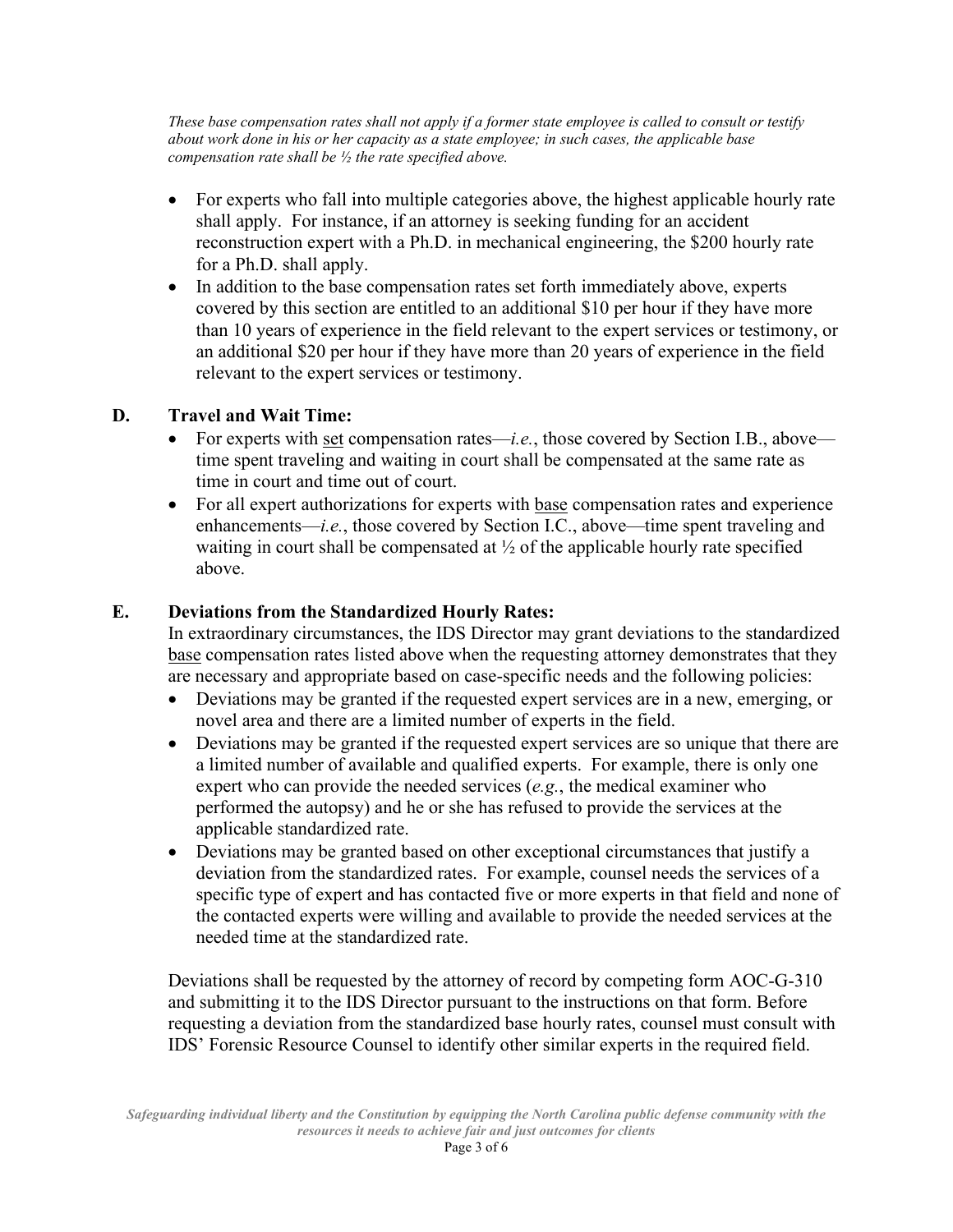*These base compensation rates shall not apply if a former state employee is called to consult or testify about work done in his or her capacity as a state employee; in such cases, the applicable base compensation rate shall be ½ the rate specified above.*

- For experts who fall into multiple categories above, the highest applicable hourly rate shall apply. For instance, if an attorney is seeking funding for an accident reconstruction expert with a Ph.D. in mechanical engineering, the $200 hourly rate for a Ph.D. shall apply.
- In addition to the base compensation rates set forth immediately above, experts covered by this section are entitled to an additional $10 per hour if they have more than 10 years of experience in the field relevant to the expert services or testimony, or an additional $20 per hour if they have more than 20 years of experience in the field relevant to the expert services or testimony.

## D. Travel and Wait Time:

- For experts with set compensation rates—*i.e.*, those covered by Section I.B., above—time spent traveling and waiting in court shall be compensated at the same rate as time in court and time out of court.
- For all expert authorizations for experts with base compensation rates and experience enhancements—*i.e.*, those covered by Section I.C., above—time spent traveling and waiting in court shall be compensated at ½ of the applicable hourly rate specified above.

## E. Deviations from the Standardized Hourly Rates:

In extraordinary circumstances, the IDS Director may grant deviations to the standardized base compensation rates listed above when the requesting attorney demonstrates that they are necessary and appropriate based on case-specific needs and the following policies:

- Deviations may be granted if the requested expert services are in a new, emerging, or novel area and there are a limited number of experts in the field.
- Deviations may be granted if the requested expert services are so unique that there are a limited number of available and qualified experts. For example, there is only one expert who can provide the needed services (*e.g.*, the medical examiner who performed the autopsy) and he or she has refused to provide the services at the applicable standardized rate.
- Deviations may be granted based on other exceptional circumstances that justify a deviation from the standardized rates. For example, counsel needs the services of a specific type of expert and has contacted five or more experts in that field and none of the contacted experts were willing and available to provide the needed services at the needed time at the standardized rate.

Deviations shall be requested by the attorney of record by competing form AOC-G-310 and submitting it to the IDS Director pursuant to the instructions on that form. Before requesting a deviation from the standardized base hourly rates, counsel must consult with IDS' Forensic Resource Counsel to identify other similar experts in the required field.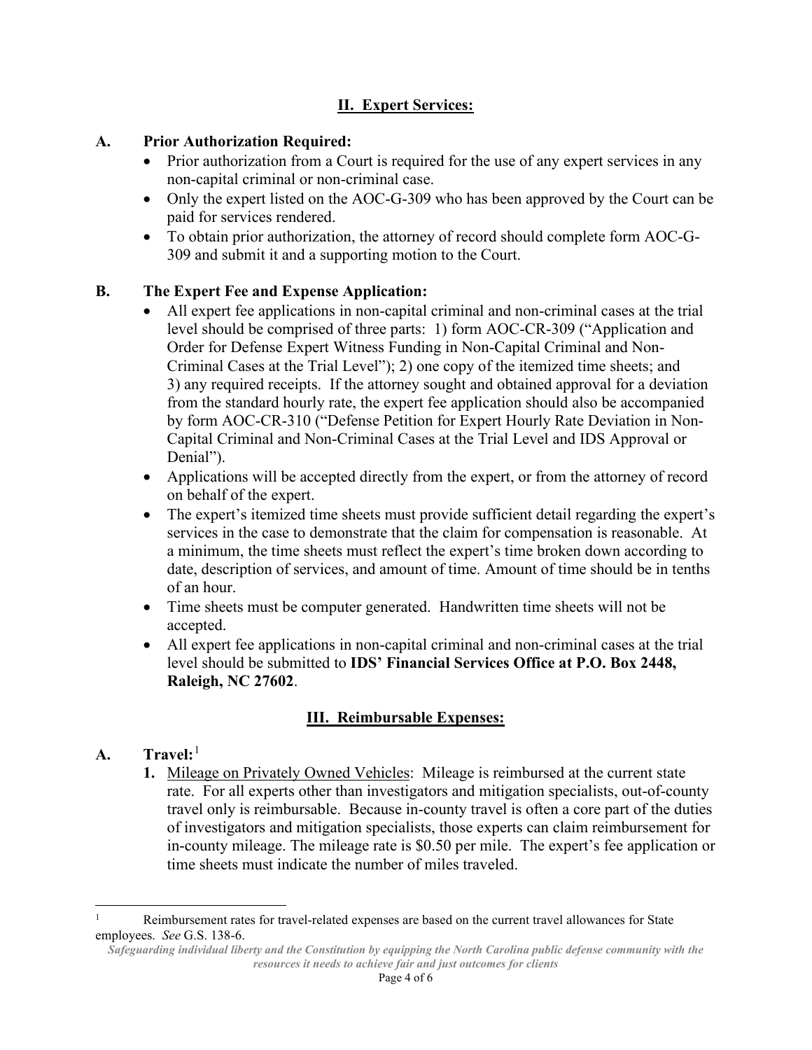## II. Expert Services:

### A. Prior Authorization Required:

- Prior authorization from a Court is required for the use of any expert services in any non-capital criminal or non-criminal case.
- Only the expert listed on the AOC-G-309 who has been approved by the Court can be paid for services rendered.
- To obtain prior authorization, the attorney of record should complete form AOC-G-309 and submit it and a supporting motion to the Court.

### B. The Expert Fee and Expense Application:

- All expert fee applications in non-capital criminal and non-criminal cases at the trial level should be comprised of three parts: 1) form AOC-CR-309 ("Application and Order for Defense Expert Witness Funding in Non-Capital Criminal and Non-Criminal Cases at the Trial Level"); 2) one copy of the itemized time sheets; and 3) any required receipts. If the attorney sought and obtained approval for a deviation from the standard hourly rate, the expert fee application should also be accompanied by form AOC-CR-310 ("Defense Petition for Expert Hourly Rate Deviation in Non-Capital Criminal and Non-Criminal Cases at the Trial Level and IDS Approval or Denial").
- Applications will be accepted directly from the expert, or from the attorney of record on behalf of the expert.
- The expert's itemized time sheets must provide sufficient detail regarding the expert's services in the case to demonstrate that the claim for compensation is reasonable. At a minimum, the time sheets must reflect the expert's time broken down according to date, description of services, and amount of time. Amount of time should be in tenths of an hour.
- Time sheets must be computer generated. Handwritten time sheets will not be accepted.
- All expert fee applications in non-capital criminal and non-criminal cases at the trial level should be submitted to **IDS' Financial Services Office at P.O. Box 2448, Raleigh, NC 27602**.

## III. Reimbursable Expenses:

### A. Travel:[1]

1. Mileage on Privately Owned Vehicles: Mileage is reimbursed at the current state rate. For all experts other than investigators and mitigation specialists, out-of-county travel only is reimbursable. Because in-county travel is often a core part of the duties of investigators and mitigation specialists, those experts can claim reimbursement for in-county mileage. The mileage rate is $0.50 per mile. The expert's fee application or time sheets must indicate the number of miles traveled.

---

[1] Reimbursement rates for travel-related expenses are based on the current travel allowances for State employees. *See* G.S. 138-6.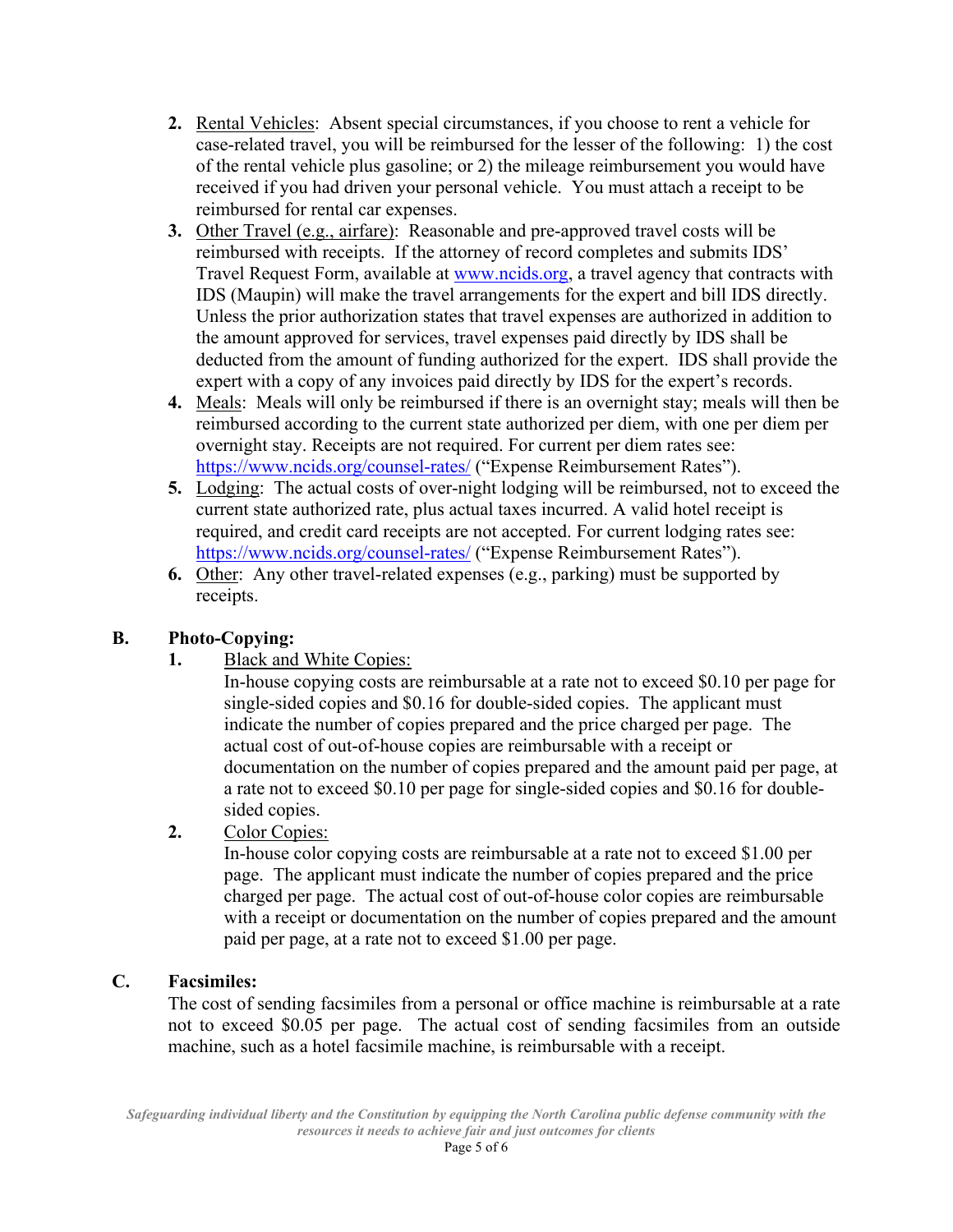2. Rental Vehicles: Absent special circumstances, if you choose to rent a vehicle for case-related travel, you will be reimbursed for the lesser of the following: 1) the cost of the rental vehicle plus gasoline; or 2) the mileage reimbursement you would have received if you had driven your personal vehicle. You must attach a receipt to be reimbursed for rental car expenses.
3. Other Travel (e.g., airfare): Reasonable and pre-approved travel costs will be reimbursed with receipts. If the attorney of record completes and submits IDS' Travel Request Form, available at [www.ncids.org](http://www.ncids.org), a travel agency that contracts with IDS (Maupin) will make the travel arrangements for the expert and bill IDS directly. Unless the prior authorization states that travel expenses are authorized in addition to the amount approved for services, travel expenses paid directly by IDS shall be deducted from the amount of funding authorized for the expert. IDS shall provide the expert with a copy of any invoices paid directly by IDS for the expert's records.
4. Meals: Meals will only be reimbursed if there is an overnight stay; meals will then be reimbursed according to the current state authorized per diem, with one per diem per overnight stay. Receipts are not required. For current per diem rates see: [https://www.ncids.org/counsel-rates/](https://www.ncids.org/counsel-rates/) ("Expense Reimbursement Rates").
5. Lodging: The actual costs of over-night lodging will be reimbursed, not to exceed the current state authorized rate, plus actual taxes incurred. A valid hotel receipt is required, and credit card receipts are not accepted. For current lodging rates see: [https://www.ncids.org/counsel-rates/](https://www.ncids.org/counsel-rates/) ("Expense Reimbursement Rates").
6. Other: Any other travel-related expenses (e.g., parking) must be supported by receipts.

**B. Photo-Copying:**

1. Black and White Copies:

   In-house copying costs are reimbursable at a rate not to exceed $0.10 per page for single-sided copies and $0.16 for double-sided copies. The applicant must indicate the number of copies prepared and the price charged per page. The actual cost of out-of-house copies are reimbursable with a receipt or documentation on the number of copies prepared and the amount paid per page, at a rate not to exceed $0.10 per page for single-sided copies and $0.16 for double-sided copies.

2. Color Copies:

   In-house color copying costs are reimbursable at a rate not to exceed $1.00 per page. The applicant must indicate the number of copies prepared and the price charged per page. The actual cost of out-of-house color copies are reimbursable with a receipt or documentation on the number of copies prepared and the amount paid per page, at a rate not to exceed $1.00 per page.

**C. Facsimiles:**

The cost of sending facsimiles from a personal or office machine is reimbursable at a rate not to exceed $0.05 per page. The actual cost of sending facsimiles from an outside machine, such as a hotel facsimile machine, is reimbursable with a receipt.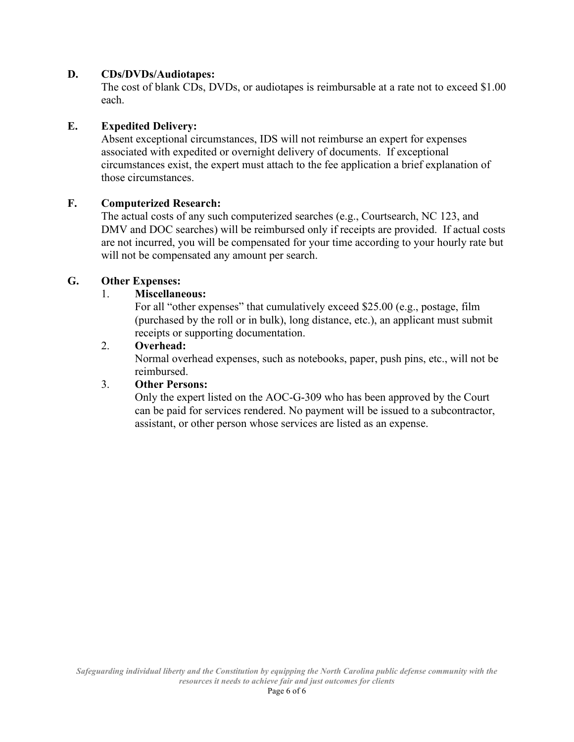**D. CDs/DVDs/Audiotapes:**

The cost of blank CDs, DVDs, or audiotapes is reimbursable at a rate not to exceed $1.00 each.

**E. Expedited Delivery:**

Absent exceptional circumstances, IDS will not reimburse an expert for expenses associated with expedited or overnight delivery of documents. If exceptional circumstances exist, the expert must attach to the fee application a brief explanation of those circumstances.

**F. Computerized Research:**

The actual costs of any such computerized searches (e.g., Courtsearch, NC 123, and DMV and DOC searches) will be reimbursed only if receipts are provided. If actual costs are not incurred, you will be compensated for your time according to your hourly rate but will not be compensated any amount per search.

**G. Other Expenses:**

1. **Miscellaneous:**
   For all "other expenses" that cumulatively exceed $25.00 (e.g., postage, film (purchased by the roll or in bulk), long distance, etc.), an applicant must submit receipts or supporting documentation.
2. **Overhead:**
   Normal overhead expenses, such as notebooks, paper, push pins, etc., will not be reimbursed.
3. **Other Persons:**
   Only the expert listed on the AOC-G-309 who has been approved by the Court can be paid for services rendered. No payment will be issued to a subcontractor, assistant, or other person whose services are listed as an expense.